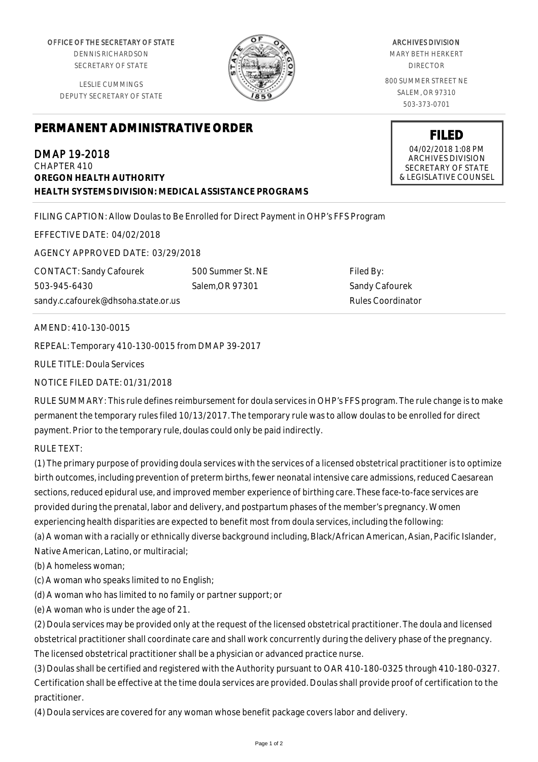OFFICE OF THE SECRETARY OF STATE
DENNIS RICHARDSON
SECRETARY OF STATE

LESLIE CUMMINGS
DEPUTY SECRETARY OF STATE

ARCHIVES DIVISION
MARY BETH HERKERT
DIRECTOR

800 SUMMER STREET NE
SALEM, OR 97310
503-373-0701

# PERMANENT ADMINISTRATIVE ORDER

**FILED**
04/02/2018 1:08 PM
ARCHIVES DIVISION
SECRETARY OF STATE
& LEGISLATIVE COUNSEL

## DMAP 19-2018

CHAPTER 410
**OREGON HEALTH AUTHORITY**
**HEALTH SYSTEMS DIVISION: MEDICAL ASSISTANCE PROGRAMS**

FILING CAPTION: Allow Doulas to Be Enrolled for Direct Payment in OHP's FFS Program

EFFECTIVE DATE: 04/02/2018

AGENCY APPROVED DATE: 03/29/2018

CONTACT: Sandy Cafourek
503-945-6430
sandy.c.cafourek@dhsoha.state.or.us

500 Summer St. NE
Salem,OR 97301

Filed By:
Sandy Cafourek
Rules Coordinator

AMEND: 410-130-0015

REPEAL: Temporary 410-130-0015 from DMAP 39-2017

RULE TITLE: Doula Services

NOTICE FILED DATE: 01/31/2018

RULE SUMMARY: This rule defines reimbursement for doula services in OHP's FFS program. The rule change is to make permanent the temporary rules filed 10/13/2017. The temporary rule was to allow doulas to be enrolled for direct payment. Prior to the temporary rule, doulas could only be paid indirectly.

RULE TEXT:

(1) The primary purpose of providing doula services with the services of a licensed obstetrical practitioner is to optimize birth outcomes, including prevention of preterm births, fewer neonatal intensive care admissions, reduced Caesarean sections, reduced epidural use, and improved member experience of birthing care. These face-to-face services are provided during the prenatal, labor and delivery, and postpartum phases of the member's pregnancy. Women experiencing health disparities are expected to benefit most from doula services, including the following:

(a) A woman with a racially or ethnically diverse background including, Black/African American, Asian, Pacific Islander, Native American, Latino, or multiracial;

(b) A homeless woman;

(c) A woman who speaks limited to no English;

(d) A woman who has limited to no family or partner support; or

(e) A woman who is under the age of 21.

(2) Doula services may be provided only at the request of the licensed obstetrical practitioner. The doula and licensed obstetrical practitioner shall coordinate care and shall work concurrently during the delivery phase of the pregnancy. The licensed obstetrical practitioner shall be a physician or advanced practice nurse.

(3) Doulas shall be certified and registered with the Authority pursuant to OAR 410-180-0325 through 410-180-0327. Certification shall be effective at the time doula services are provided. Doulas shall provide proof of certification to the practitioner.

(4) Doula services are covered for any woman whose benefit package covers labor and delivery.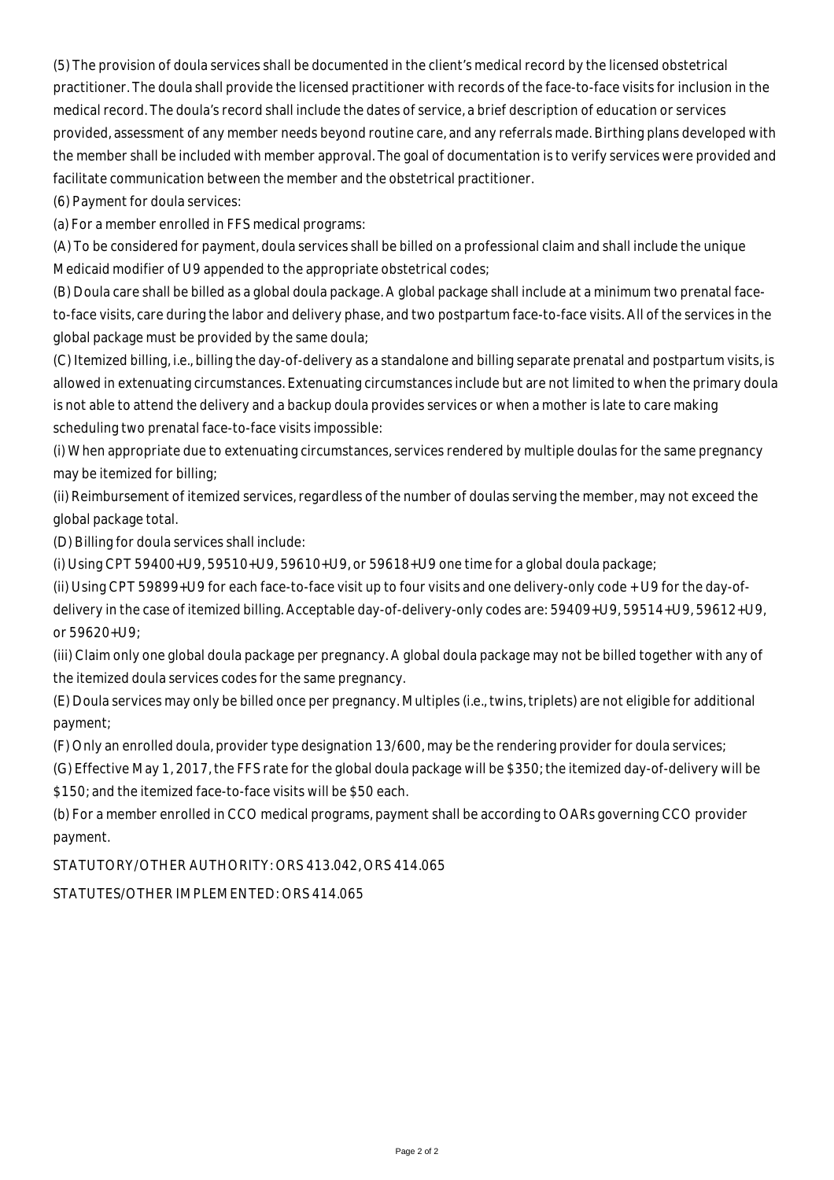(5) The provision of doula services shall be documented in the client's medical record by the licensed obstetrical practitioner. The doula shall provide the licensed practitioner with records of the face-to-face visits for inclusion in the medical record. The doula's record shall include the dates of service, a brief description of education or services provided, assessment of any member needs beyond routine care, and any referrals made. Birthing plans developed with the member shall be included with member approval. The goal of documentation is to verify services were provided and facilitate communication between the member and the obstetrical practitioner.

(6) Payment for doula services:

(a) For a member enrolled in FFS medical programs:

(A) To be considered for payment, doula services shall be billed on a professional claim and shall include the unique Medicaid modifier of U9 appended to the appropriate obstetrical codes;

(B) Doula care shall be billed as a global doula package. A global package shall include at a minimum two prenatal face-to-face visits, care during the labor and delivery phase, and two postpartum face-to-face visits. All of the services in the global package must be provided by the same doula;

(C) Itemized billing, i.e., billing the day-of-delivery as a standalone and billing separate prenatal and postpartum visits, is allowed in extenuating circumstances. Extenuating circumstances include but are not limited to when the primary doula is not able to attend the delivery and a backup doula provides services or when a mother is late to care making scheduling two prenatal face-to-face visits impossible:

(i) When appropriate due to extenuating circumstances, services rendered by multiple doulas for the same pregnancy may be itemized for billing;

(ii) Reimbursement of itemized services, regardless of the number of doulas serving the member, may not exceed the global package total.

(D) Billing for doula services shall include:

(i) Using CPT 59400+U9, 59510+U9, 59610+U9, or 59618+U9 one time for a global doula package;

(ii) Using CPT 59899+U9 for each face-to-face visit up to four visits and one delivery-only code + U9 for the day-of-delivery in the case of itemized billing. Acceptable day-of-delivery-only codes are: 59409+U9, 59514+U9, 59612+U9, or 59620+U9;

(iii) Claim only one global doula package per pregnancy. A global doula package may not be billed together with any of the itemized doula services codes for the same pregnancy.

(E) Doula services may only be billed once per pregnancy. Multiples (i.e., twins, triplets) are not eligible for additional payment;

(F) Only an enrolled doula, provider type designation 13/600, may be the rendering provider for doula services;

(G) Effective May 1, 2017, the FFS rate for the global doula package will be $350; the itemized day-of-delivery will be $150; and the itemized face-to-face visits will be $50 each.

(b) For a member enrolled in CCO medical programs, payment shall be according to OARs governing CCO provider payment.

STATUTORY/OTHER AUTHORITY: ORS 413.042, ORS 414.065

STATUTES/OTHER IMPLEMENTED: ORS 414.065